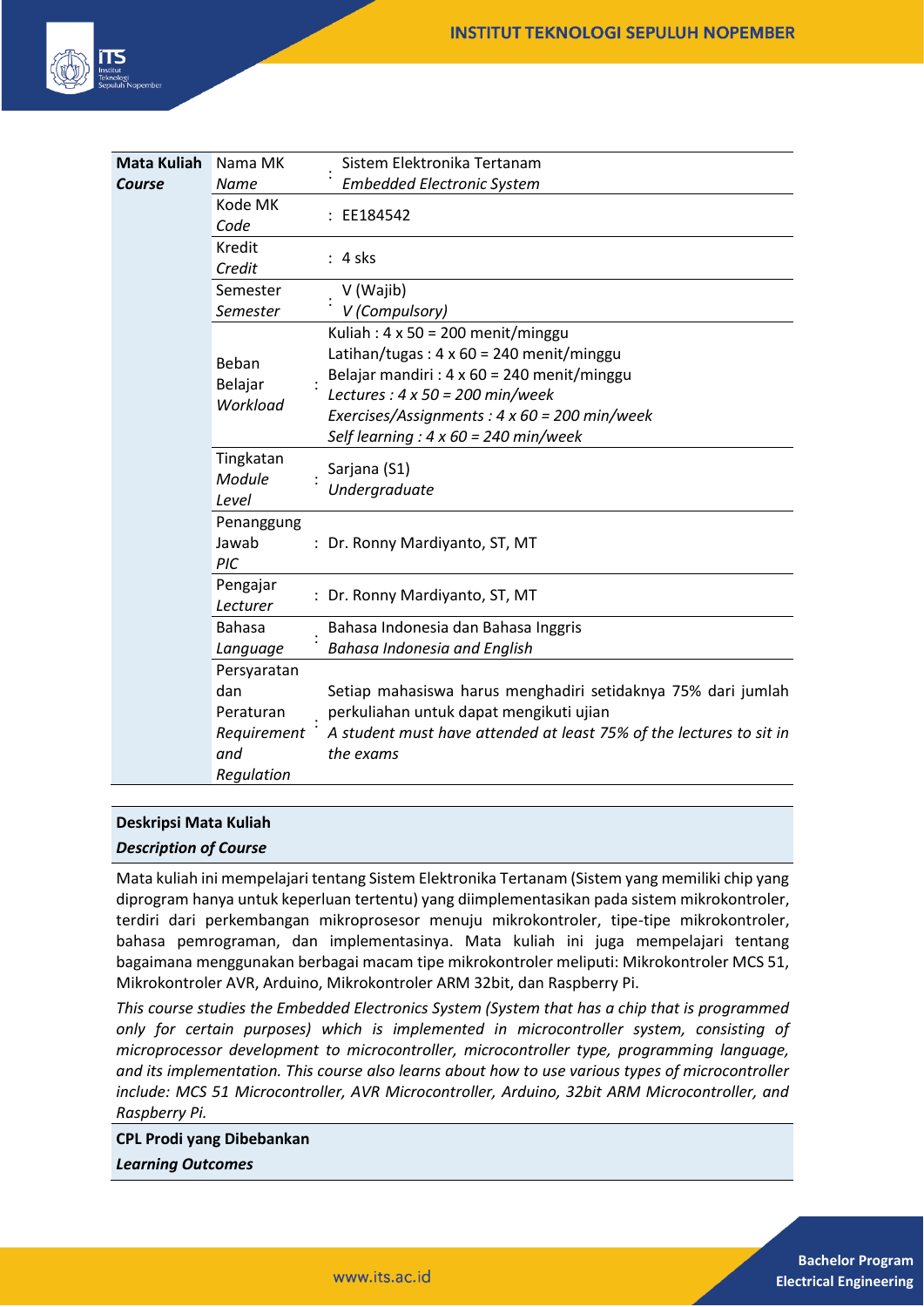| **Mata Kuliah** *Course* | Nama MK *Name* | : | Sistem Elektronika Tertanam *Embedded Electronic System* |
|---|---|---|---|
| | Kode MK *Code* | : | EE184542 |
| | Kredit *Credit* | : | 4 sks |
| | Semester *Semester* | : | V (Wajib) *V (Compulsory)* |
| | Beban Belajar *Workload* | : | Kuliah : 4 x 50 = 200 menit/minggu<br>Latihan/tugas : 4 x 60 = 240 menit/minggu<br>Belajar mandiri : 4 x 60 = 240 menit/minggu<br>*Lectures : 4 x 50 = 200 min/week*<br>*Exercises/Assignments : 4 x 60 = 200 min/week*<br>*Self learning : 4 x 60 = 240 min/week* |
| | Tingkatan *Module Level* | : | Sarjana (S1) *Undergraduate* |
| | Penanggung Jawab *PIC* | : | Dr. Ronny Mardiyanto, ST, MT |
| | Pengajar *Lecturer* | : | Dr. Ronny Mardiyanto, ST, MT |
| | Bahasa *Language* | : | Bahasa Indonesia dan Bahasa Inggris *Bahasa Indonesia and English* |
| | Persyaratan dan Peraturan *Requirement and Regulation* | : | Setiap mahasiswa harus menghadiri setidaknya 75% dari jumlah perkuliahan untuk dapat mengikuti ujian<br>*A student must have attended at least 75% of the lectures to sit in the exams* |

**Deskripsi Mata Kuliah**

***Description of Course***

Mata kuliah ini mempelajari tentang Sistem Elektronika Tertanam (Sistem yang memiliki chip yang diprogram hanya untuk keperluan tertentu) yang diimplementasikan pada sistem mikrokontroler, terdiri dari perkembangan mikroprosesor menuju mikrokontroler, tipe-tipe mikrokontroler, bahasa pemrograman, dan implementasinya. Mata kuliah ini juga mempelajari tentang bagaimana menggunakan berbagai macam tipe mikrokontroler meliputi: Mikrokontroler MCS 51, Mikrokontroler AVR, Arduino, Mikrokontroler ARM 32bit, dan Raspberry Pi.

*This course studies the Embedded Electronics System (System that has a chip that is programmed only for certain purposes) which is implemented in microcontroller system, consisting of microprocessor development to microcontroller, microcontroller type, programming language, and its implementation. This course also learns about how to use various types of microcontroller include: MCS 51 Microcontroller, AVR Microcontroller, Arduino, 32bit ARM Microcontroller, and Raspberry Pi.*

**CPL Prodi yang Dibebankan**

***Learning Outcomes***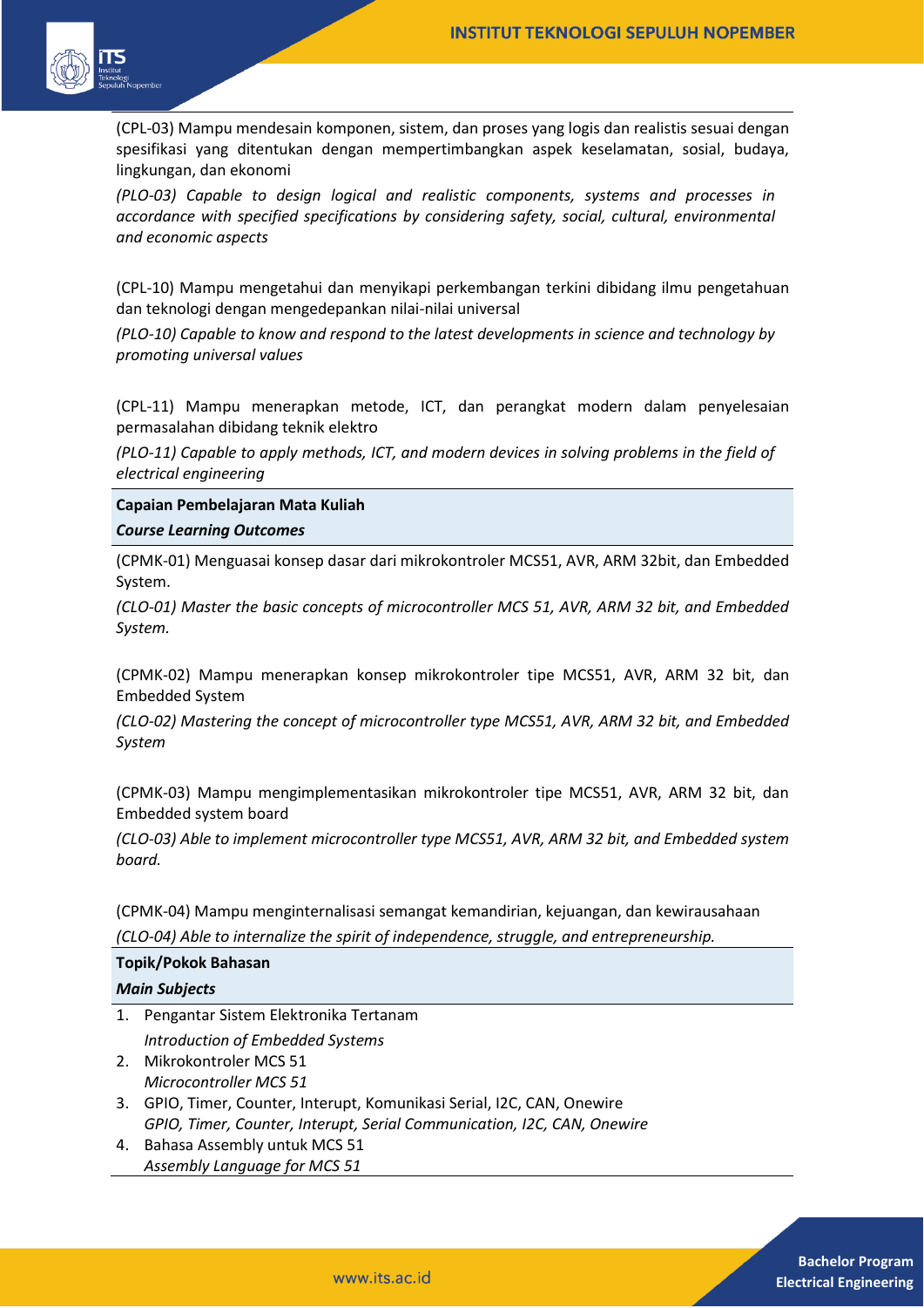(CPL-03) Mampu mendesain komponen, sistem, dan proses yang logis dan realistis sesuai dengan spesifikasi yang ditentukan dengan mempertimbangkan aspek keselamatan, sosial, budaya, lingkungan, dan ekonomi

*(PLO-03) Capable to design logical and realistic components, systems and processes in accordance with specified specifications by considering safety, social, cultural, environmental and economic aspects*

(CPL-10) Mampu mengetahui dan menyikapi perkembangan terkini dibidang ilmu pengetahuan dan teknologi dengan mengedepankan nilai-nilai universal

*(PLO-10) Capable to know and respond to the latest developments in science and technology by promoting universal values*

(CPL-11) Mampu menerapkan metode, ICT, dan perangkat modern dalam penyelesaian permasalahan dibidang teknik elektro

*(PLO-11) Capable to apply methods, ICT, and modern devices in solving problems in the field of electrical engineering*

**Capaian Pembelajaran Mata Kuliah**

***Course Learning Outcomes***

(CPMK-01) Menguasai konsep dasar dari mikrokontroler MCS51, AVR, ARM 32bit, dan Embedded System.

*(CLO-01) Master the basic concepts of microcontroller MCS 51, AVR, ARM 32 bit, and Embedded System.*

(CPMK-02) Mampu menerapkan konsep mikrokontroler tipe MCS51, AVR, ARM 32 bit, dan Embedded System

*(CLO-02) Mastering the concept of microcontroller type MCS51, AVR, ARM 32 bit, and Embedded System*

(CPMK-03) Mampu mengimplementasikan mikrokontroler tipe MCS51, AVR, ARM 32 bit, dan Embedded system board

*(CLO-03) Able to implement microcontroller type MCS51, AVR, ARM 32 bit, and Embedded system board.*

(CPMK-04) Mampu menginternalisasi semangat kemandirian, kejuangan, dan kewirausahaan

*(CLO-04) Able to internalize the spirit of independence, struggle, and entrepreneurship.*

**Topik/Pokok Bahasan**

***Main Subjects***

1. Pengantar Sistem Elektronika Tertanam
   *Introduction of Embedded Systems*
2. Mikrokontroler MCS 51
   *Microcontroller MCS 51*
3. GPIO, Timer, Counter, Interupt, Komunikasi Serial, I2C, CAN, Onewire
   *GPIO, Timer, Counter, Interupt, Serial Communication, I2C, CAN, Onewire*
4. Bahasa Assembly untuk MCS 51
   *Assembly Language for MCS 51*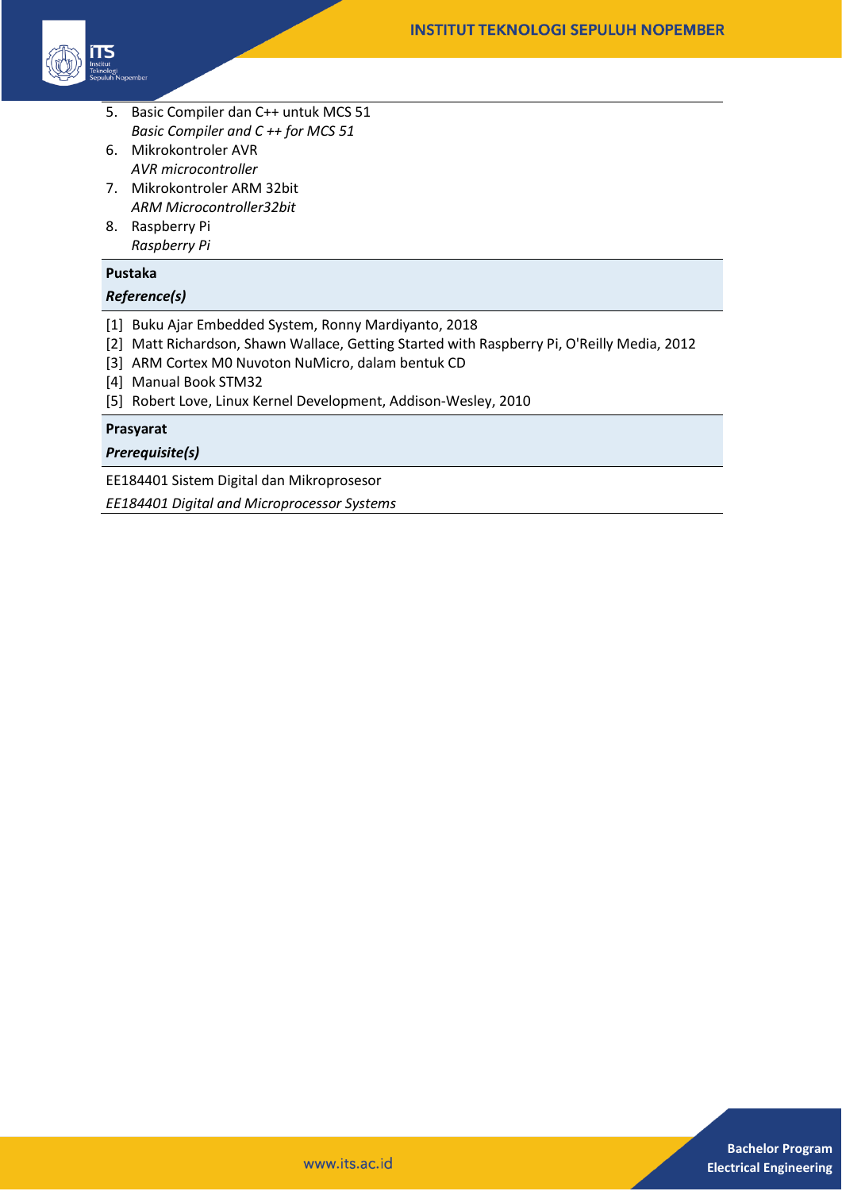5. Basic Compiler dan C++ untuk MCS 51
   *Basic Compiler and C ++ for MCS 51*
6. Mikrokontroler AVR
   *AVR microcontroller*
7. Mikrokontroler ARM 32bit
   *ARM Microcontroller32bit*
8. Raspberry Pi
   *Raspberry Pi*

**Pustaka**

***Reference(s)***

[1] Buku Ajar Embedded System, Ronny Mardiyanto, 2018
[2] Matt Richardson, Shawn Wallace, Getting Started with Raspberry Pi, O'Reilly Media, 2012
[3] ARM Cortex M0 Nuvoton NuMicro, dalam bentuk CD
[4] Manual Book STM32
[5] Robert Love, Linux Kernel Development, Addison-Wesley, 2010

**Prasyarat**

***Prerequisite(s)***

EE184401 Sistem Digital dan Mikroprosesor

*EE184401 Digital and Microprocessor Systems*